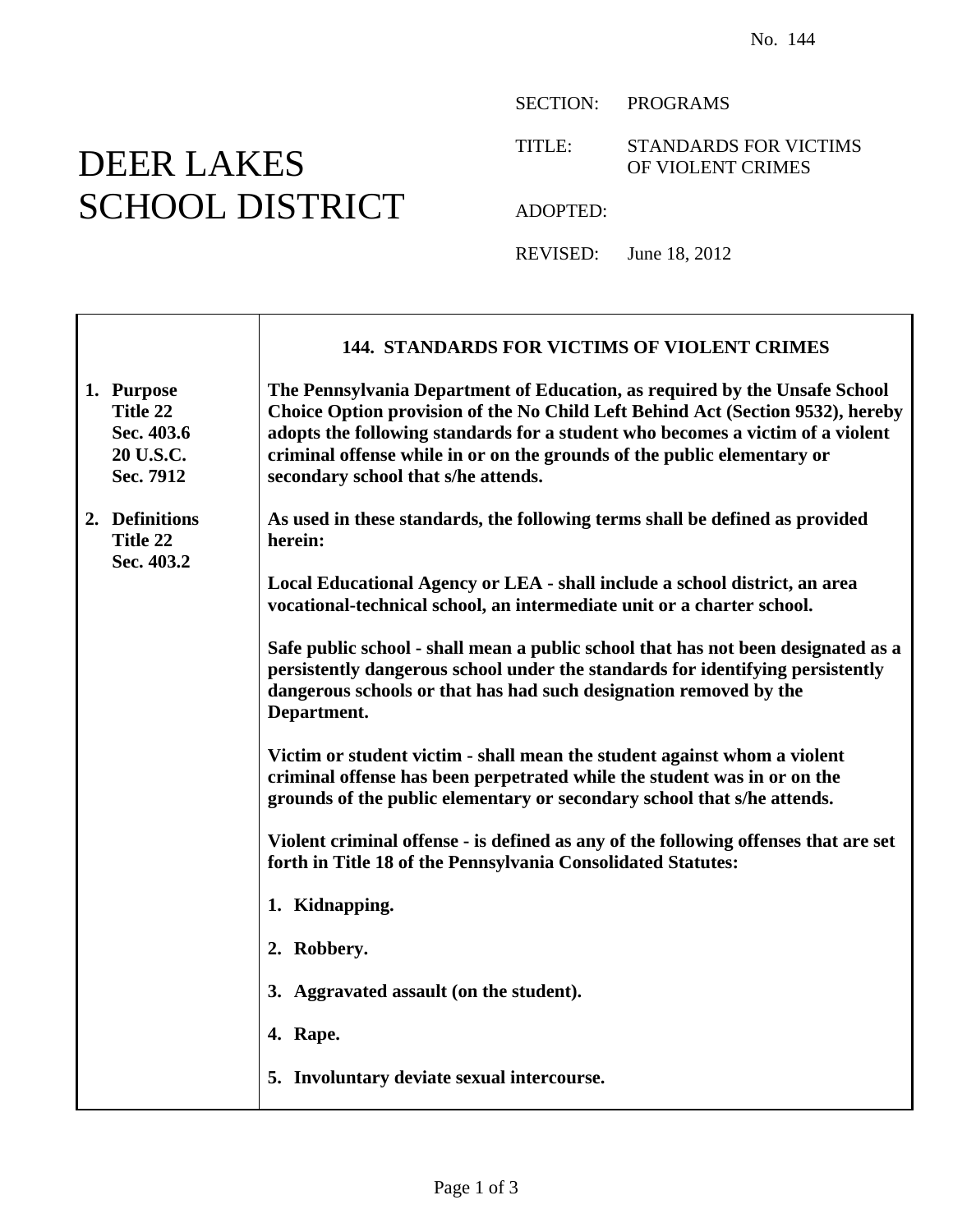No. 144

# DEER LAKES SCHOOL DISTRICT

SECTION: PROGRAMS

TITLE: STANDARDS FOR VICTIMS OF VIOLENT CRIMES

ADOPTED:

REVISED: June 18, 2012

## 144. STANDARDS FOR VICTIMS OF VIOLENT CRIMES

**1. Purpose**
**Title 22**
**Sec. 403.6**
**20 U.S.C.**
**Sec. 7912**

**The Pennsylvania Department of Education, as required by the Unsafe School Choice Option provision of the No Child Left Behind Act (Section 9532), hereby adopts the following standards for a student who becomes a victim of a violent criminal offense while in or on the grounds of the public elementary or secondary school that s/he attends.**

**2. Definitions**
**Title 22**
**Sec. 403.2**

**As used in these standards, the following terms shall be defined as provided herein:**

**Local Educational Agency or LEA - shall include a school district, an area vocational-technical school, an intermediate unit or a charter school.**

**Safe public school - shall mean a public school that has not been designated as a persistently dangerous school under the standards for identifying persistently dangerous schools or that has had such designation removed by the Department.**

**Victim or student victim - shall mean the student against whom a violent criminal offense has been perpetrated while the student was in or on the grounds of the public elementary or secondary school that s/he attends.**

**Violent criminal offense - is defined as any of the following offenses that are set forth in Title 18 of the Pennsylvania Consolidated Statutes:**

1. **Kidnapping.**
2. **Robbery.**
3. **Aggravated assault (on the student).**
4. **Rape.**
5. **Involuntary deviate sexual intercourse.**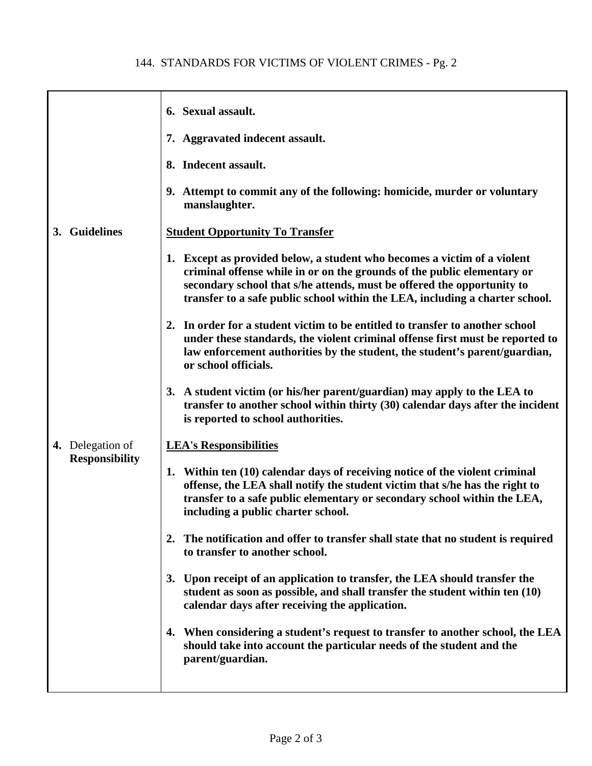| | |
|---|---|
| | **6. Sexual assault.** |
| | **7. Aggravated indecent assault.** |
| | **8. Indecent assault.** |
| | **9. Attempt to commit any of the following: homicide, murder or voluntary manslaughter.** |
| **3. Guidelines** | **<u>Student Opportunity To Transfer</u>** |
| | **1. Except as provided below, a student who becomes a victim of a violent criminal offense while in or on the grounds of the public elementary or secondary school that s/he attends, must be offered the opportunity to transfer to a safe public school within the LEA, including a charter school.** |
| | **2. In order for a student victim to be entitled to transfer to another school under these standards, the violent criminal offense first must be reported to law enforcement authorities by the student, the student's parent/guardian, or school officials.** |
| | **3. A student victim (or his/her parent/guardian) may apply to the LEA to transfer to another school within thirty (30) calendar days after the incident is reported to school authorities.** |
| **4.** Delegation of **Responsibility** | **<u>LEA's Responsibilities</u>** |
| | **1. Within ten (10) calendar days of receiving notice of the violent criminal offense, the LEA shall notify the student victim that s/he has the right to transfer to a safe public elementary or secondary school within the LEA, including a public charter school.** |
| | **2. The notification and offer to transfer shall state that no student is required to transfer to another school.** |
| | **3. Upon receipt of an application to transfer, the LEA should transfer the student as soon as possible, and shall transfer the student within ten (10) calendar days after receiving the application.** |
| | **4. When considering a student's request to transfer to another school, the LEA should take into account the particular needs of the student and the parent/guardian.** |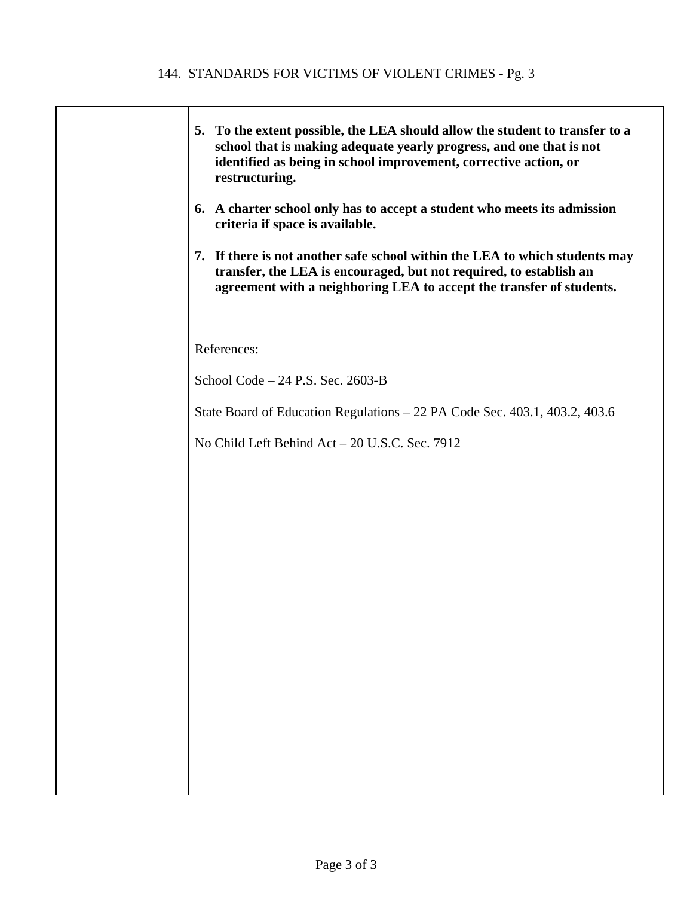5. **To the extent possible, the LEA should allow the student to transfer to a school that is making adequate yearly progress, and one that is not identified as being in school improvement, corrective action, or restructuring.**

6. **A charter school only has to accept a student who meets its admission criteria if space is available.**

7. **If there is not another safe school within the LEA to which students may transfer, the LEA is encouraged, but not required, to establish an agreement with a neighboring LEA to accept the transfer of students.**

References:

School Code – 24 P.S. Sec. 2603-B

State Board of Education Regulations – 22 PA Code Sec. 403.1, 403.2, 403.6

No Child Left Behind Act – 20 U.S.C. Sec. 7912